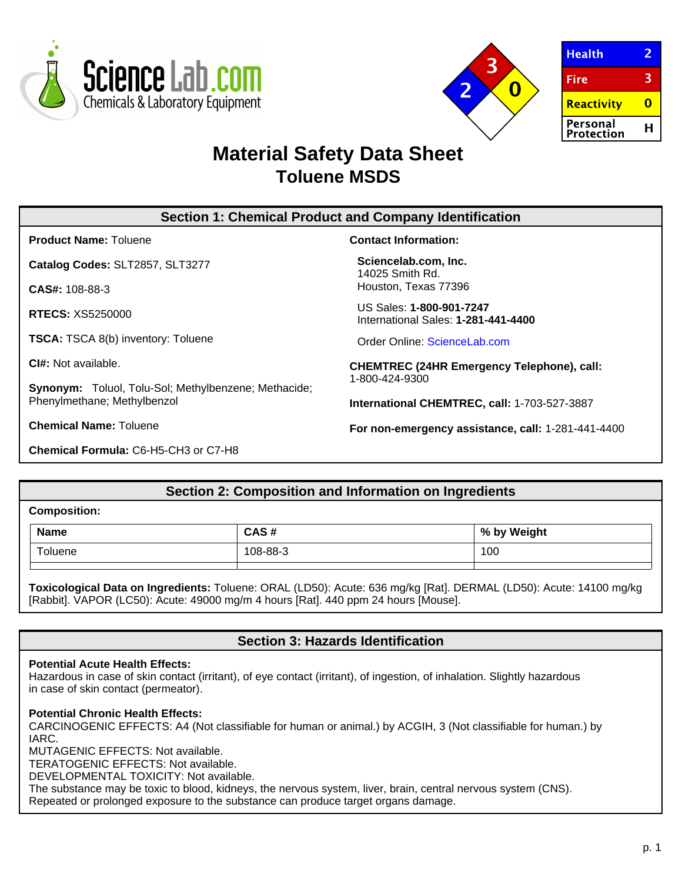ScienceLab.com
Chemicals & Laboratory Equipment

| Health | 2 |
| --- | --- |
| Fire | 3 |
| Reactivity | 0 |
| Personal Protection | H |

# Material Safety Data Sheet
## Toluene MSDS

## Section 1: Chemical Product and Company Identification

**Product Name:** Toluene

**Catalog Codes:** SLT2857, SLT3277

**CAS#:** 108-88-3

**RTECS:** XS5250000

**TSCA:** TSCA 8(b) inventory: Toluene

**CI#:** Not available.

**Synonym:** Toluol, Tolu-Sol; Methylbenzene; Methacide; Phenylmethane; Methylbenzol

**Chemical Name:** Toluene

**Chemical Formula:** C6-H5-CH3 or C7-H8

**Contact Information:**

**Sciencelab.com, Inc.**
14025 Smith Rd.
Houston, Texas 77396

US Sales: **1-800-901-7247**
International Sales: **1-281-441-4400**

Order Online: ScienceLab.com

**CHEMTREC (24HR Emergency Telephone), call:**
1-800-424-9300

**International CHEMTREC, call:** 1-703-527-3887

**For non-emergency assistance, call:** 1-281-441-4400

## Section 2: Composition and Information on Ingredients

**Composition:**

| Name | CAS # | % by Weight |
| --- | --- | --- |
| Toluene | 108-88-3 | 100 |

**Toxicological Data on Ingredients:** Toluene: ORAL (LD50): Acute: 636 mg/kg [Rat]. DERMAL (LD50): Acute: 14100 mg/kg [Rabbit]. VAPOR (LC50): Acute: 49000 mg/m 4 hours [Rat]. 440 ppm 24 hours [Mouse].

## Section 3: Hazards Identification

**Potential Acute Health Effects:**
Hazardous in case of skin contact (irritant), of eye contact (irritant), of ingestion, of inhalation. Slightly hazardous in case of skin contact (permeator).

**Potential Chronic Health Effects:**
CARCINOGENIC EFFECTS: A4 (Not classifiable for human or animal.) by ACGIH, 3 (Not classifiable for human.) by IARC.
MUTAGENIC EFFECTS: Not available.
TERATOGENIC EFFECTS: Not available.
DEVELOPMENTAL TOXICITY: Not available.
The substance may be toxic to blood, kidneys, the nervous system, liver, brain, central nervous system (CNS).
Repeated or prolonged exposure to the substance can produce target organs damage.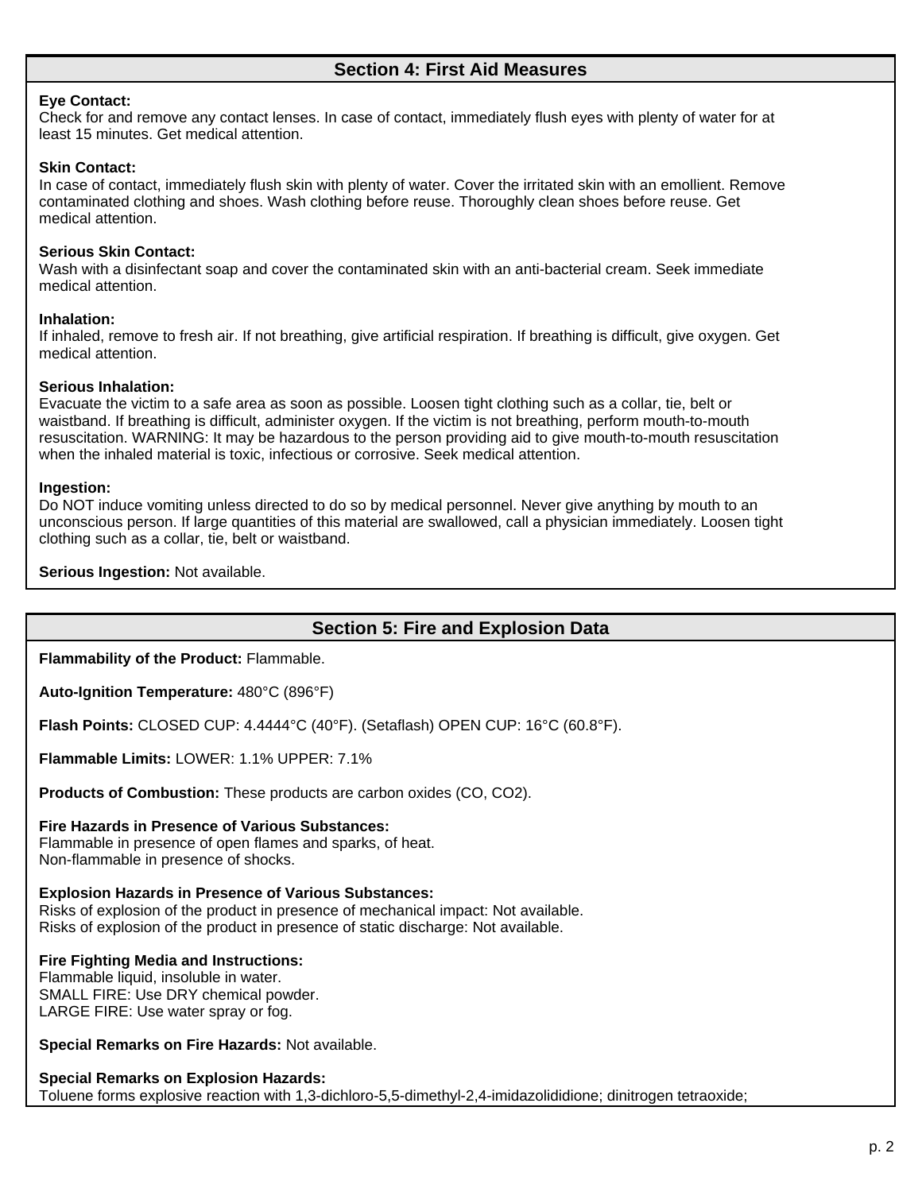## Section 4: First Aid Measures

**Eye Contact:**
Check for and remove any contact lenses. In case of contact, immediately flush eyes with plenty of water for at least 15 minutes. Get medical attention.

**Skin Contact:**
In case of contact, immediately flush skin with plenty of water. Cover the irritated skin with an emollient. Remove contaminated clothing and shoes. Wash clothing before reuse. Thoroughly clean shoes before reuse. Get medical attention.

**Serious Skin Contact:**
Wash with a disinfectant soap and cover the contaminated skin with an anti-bacterial cream. Seek immediate medical attention.

**Inhalation:**
If inhaled, remove to fresh air. If not breathing, give artificial respiration. If breathing is difficult, give oxygen. Get medical attention.

**Serious Inhalation:**
Evacuate the victim to a safe area as soon as possible. Loosen tight clothing such as a collar, tie, belt or waistband. If breathing is difficult, administer oxygen. If the victim is not breathing, perform mouth-to-mouth resuscitation. WARNING: It may be hazardous to the person providing aid to give mouth-to-mouth resuscitation when the inhaled material is toxic, infectious or corrosive. Seek medical attention.

**Ingestion:**
Do NOT induce vomiting unless directed to do so by medical personnel. Never give anything by mouth to an unconscious person. If large quantities of this material are swallowed, call a physician immediately. Loosen tight clothing such as a collar, tie, belt or waistband.

**Serious Ingestion:** Not available.

## Section 5: Fire and Explosion Data

**Flammability of the Product:** Flammable.

**Auto-Ignition Temperature:** 480°C (896°F)

**Flash Points:** CLOSED CUP: 4.4444°C (40°F). (Setaflash) OPEN CUP: 16°C (60.8°F).

**Flammable Limits:** LOWER: 1.1% UPPER: 7.1%

**Products of Combustion:** These products are carbon oxides (CO, $CO_2$).

**Fire Hazards in Presence of Various Substances:**
Flammable in presence of open flames and sparks, of heat.
Non-flammable in presence of shocks.

**Explosion Hazards in Presence of Various Substances:**
Risks of explosion of the product in presence of mechanical impact: Not available.
Risks of explosion of the product in presence of static discharge: Not available.

**Fire Fighting Media and Instructions:**
Flammable liquid, insoluble in water.
SMALL FIRE: Use DRY chemical powder.
LARGE FIRE: Use water spray or fog.

**Special Remarks on Fire Hazards:** Not available.

**Special Remarks on Explosion Hazards:**
Toluene forms explosive reaction with 1,3-dichloro-5,5-dimethyl-2,4-imidazolididione; dinitrogen tetraoxide;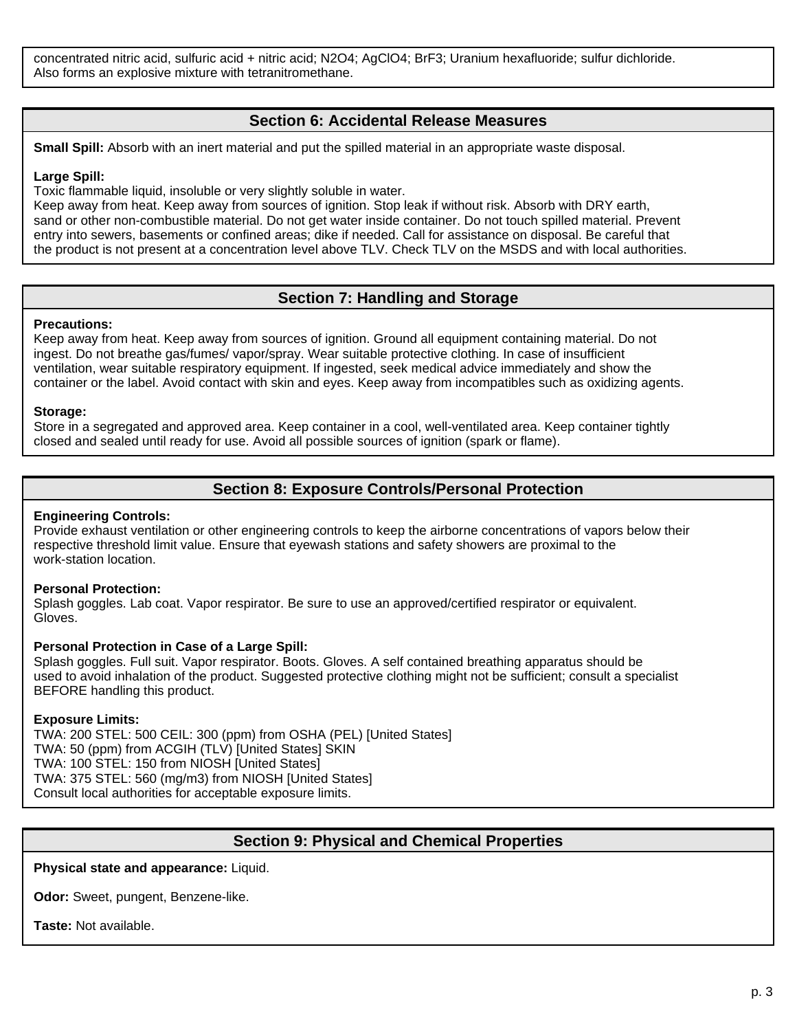concentrated nitric acid, sulfuric acid + nitric acid; $N_2O_4$; $AgClO_4$; $BrF_3$; Uranium hexafluoride; sulfur dichloride. Also forms an explosive mixture with tetranitromethane.

## Section 6: Accidental Release Measures

**Small Spill:** Absorb with an inert material and put the spilled material in an appropriate waste disposal.

**Large Spill:**
Toxic flammable liquid, insoluble or very slightly soluble in water.
Keep away from heat. Keep away from sources of ignition. Stop leak if without risk. Absorb with DRY earth, sand or other non-combustible material. Do not get water inside container. Do not touch spilled material. Prevent entry into sewers, basements or confined areas; dike if needed. Call for assistance on disposal. Be careful that the product is not present at a concentration level above TLV. Check TLV on the MSDS and with local authorities.

## Section 7: Handling and Storage

**Precautions:**
Keep away from heat. Keep away from sources of ignition. Ground all equipment containing material. Do not ingest. Do not breathe gas/fumes/ vapor/spray. Wear suitable protective clothing. In case of insufficient ventilation, wear suitable respiratory equipment. If ingested, seek medical advice immediately and show the container or the label. Avoid contact with skin and eyes. Keep away from incompatibles such as oxidizing agents.

**Storage:**
Store in a segregated and approved area. Keep container in a cool, well-ventilated area. Keep container tightly closed and sealed until ready for use. Avoid all possible sources of ignition (spark or flame).

## Section 8: Exposure Controls/Personal Protection

**Engineering Controls:**
Provide exhaust ventilation or other engineering controls to keep the airborne concentrations of vapors below their respective threshold limit value. Ensure that eyewash stations and safety showers are proximal to the work-station location.

**Personal Protection:**
Splash goggles. Lab coat. Vapor respirator. Be sure to use an approved/certified respirator or equivalent. Gloves.

**Personal Protection in Case of a Large Spill:**
Splash goggles. Full suit. Vapor respirator. Boots. Gloves. A self contained breathing apparatus should be used to avoid inhalation of the product. Suggested protective clothing might not be sufficient; consult a specialist BEFORE handling this product.

**Exposure Limits:**
TWA: 200 STEL: 500 CEIL: 300 (ppm) from OSHA (PEL) [United States]
TWA: 50 (ppm) from ACGIH (TLV) [United States] SKIN
TWA: 100 STEL: 150 from NIOSH [United States]
TWA: 375 STEL: 560 (mg/m3) from NIOSH [United States]
Consult local authorities for acceptable exposure limits.

## Section 9: Physical and Chemical Properties

**Physical state and appearance:** Liquid.

**Odor:** Sweet, pungent, Benzene-like.

**Taste:** Not available.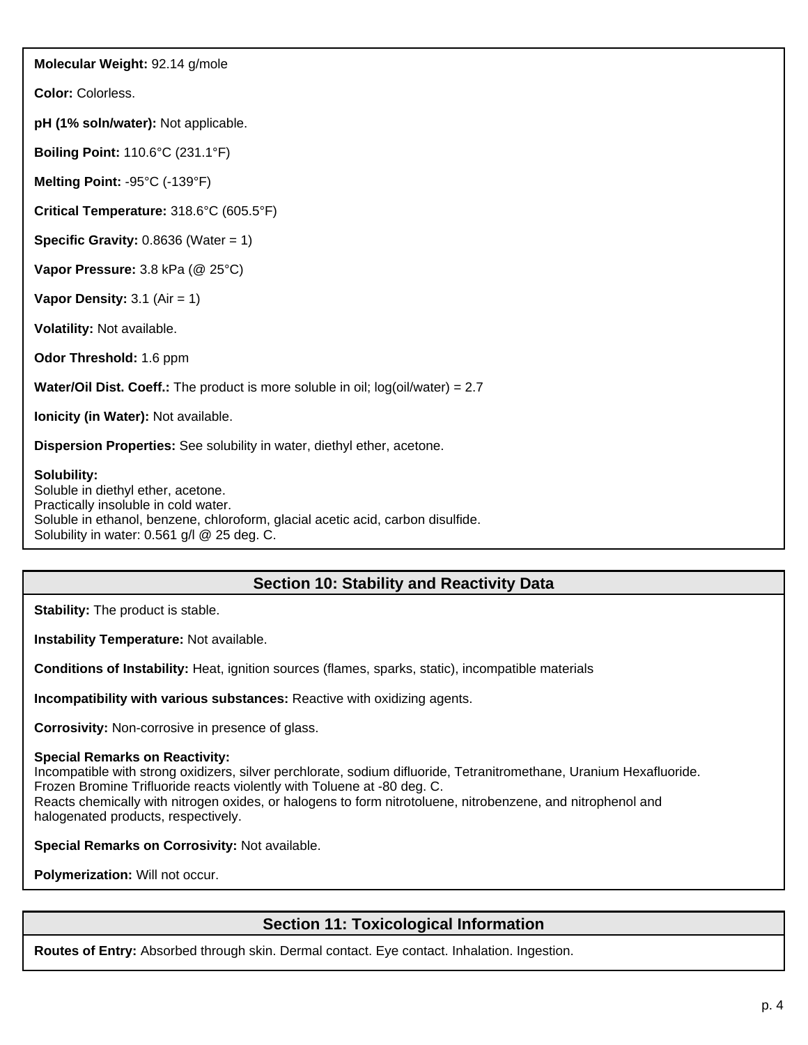**Molecular Weight:** 92.14 g/mole

**Color:** Colorless.

**pH (1% soln/water):** Not applicable.

**Boiling Point:** 110.6°C (231.1°F)

**Melting Point:** -95°C (-139°F)

**Critical Temperature:** 318.6°C (605.5°F)

**Specific Gravity:** 0.8636 (Water = 1)

**Vapor Pressure:** 3.8 kPa (@ 25°C)

**Vapor Density:** 3.1 (Air = 1)

**Volatility:** Not available.

**Odor Threshold:** 1.6 ppm

**Water/Oil Dist. Coeff.:** The product is more soluble in oil; log(oil/water) = 2.7

**Ionicity (in Water):** Not available.

**Dispersion Properties:** See solubility in water, diethyl ether, acetone.

**Solubility:**
Soluble in diethyl ether, acetone.
Practically insoluble in cold water.
Soluble in ethanol, benzene, chloroform, glacial acetic acid, carbon disulfide.
Solubility in water: 0.561 g/l @ 25 deg. C.

## Section 10: Stability and Reactivity Data

**Stability:** The product is stable.

**Instability Temperature:** Not available.

**Conditions of Instability:** Heat, ignition sources (flames, sparks, static), incompatible materials

**Incompatibility with various substances:** Reactive with oxidizing agents.

**Corrosivity:** Non-corrosive in presence of glass.

**Special Remarks on Reactivity:**
Incompatible with strong oxidizers, silver perchlorate, sodium difluoride, Tetranitromethane, Uranium Hexafluoride.
Frozen Bromine Trifluoride reacts violently with Toluene at -80 deg. C.
Reacts chemically with nitrogen oxides, or halogens to form nitrotoluene, nitrobenzene, and nitrophenol and halogenated products, respectively.

**Special Remarks on Corrosivity:** Not available.

**Polymerization:** Will not occur.

## Section 11: Toxicological Information

**Routes of Entry:** Absorbed through skin. Dermal contact. Eye contact. Inhalation. Ingestion.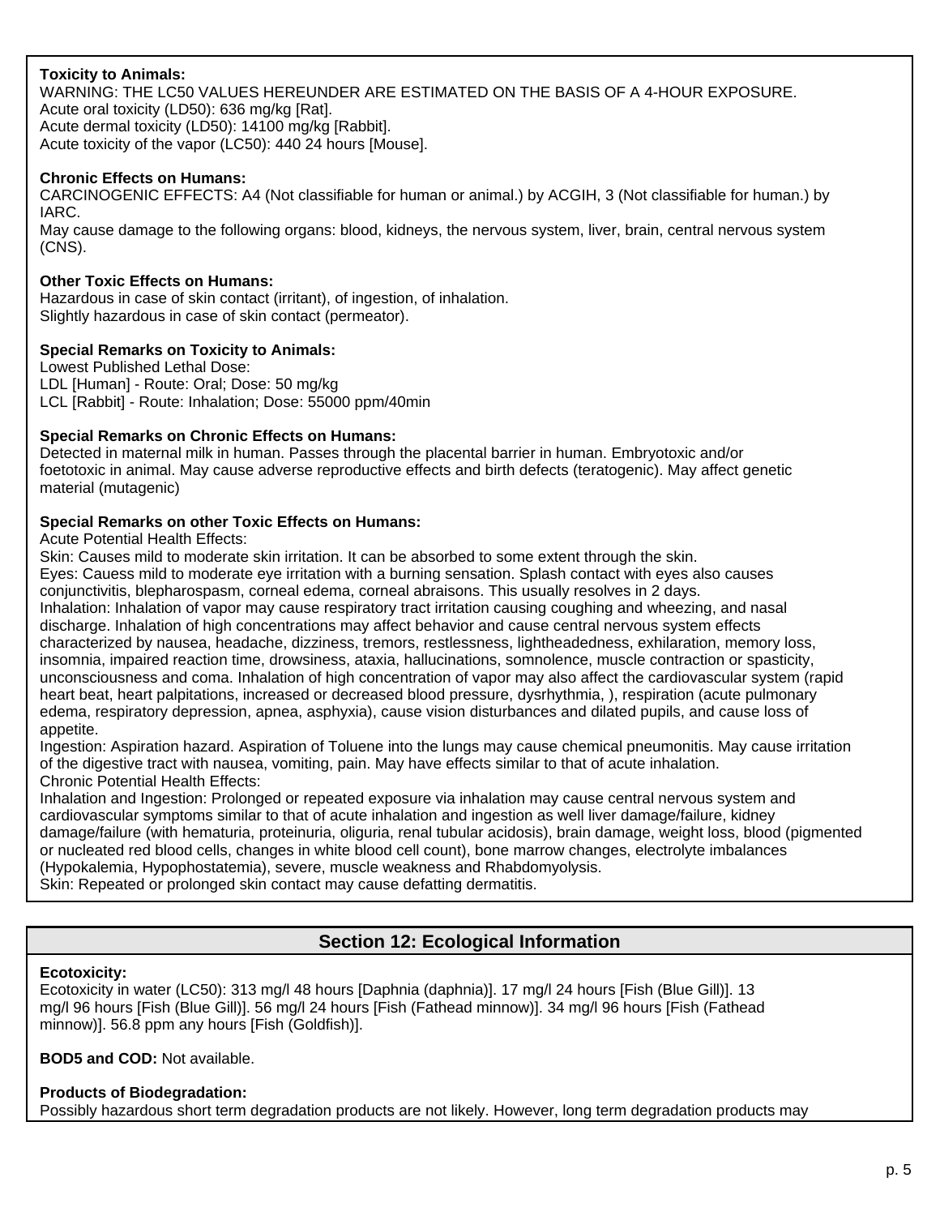**Toxicity to Animals:**
WARNING: THE LC50 VALUES HEREUNDER ARE ESTIMATED ON THE BASIS OF A 4-HOUR EXPOSURE.
Acute oral toxicity (LD50): 636 mg/kg [Rat].
Acute dermal toxicity (LD50): 14100 mg/kg [Rabbit].
Acute toxicity of the vapor (LC50): 440 24 hours [Mouse].

**Chronic Effects on Humans:**
CARCINOGENIC EFFECTS: A4 (Not classifiable for human or animal.) by ACGIH, 3 (Not classifiable for human.) by IARC.
May cause damage to the following organs: blood, kidneys, the nervous system, liver, brain, central nervous system (CNS).

**Other Toxic Effects on Humans:**
Hazardous in case of skin contact (irritant), of ingestion, of inhalation.
Slightly hazardous in case of skin contact (permeator).

**Special Remarks on Toxicity to Animals:**
Lowest Published Lethal Dose:
LDL [Human] - Route: Oral; Dose: 50 mg/kg
LCL [Rabbit] - Route: Inhalation; Dose: 55000 ppm/40min

**Special Remarks on Chronic Effects on Humans:**
Detected in maternal milk in human. Passes through the placental barrier in human. Embryotoxic and/or foetotoxic in animal. May cause adverse reproductive effects and birth defects (teratogenic). May affect genetic material (mutagenic)

**Special Remarks on other Toxic Effects on Humans:**
Acute Potential Health Effects:
Skin: Causes mild to moderate skin irritation. It can be absorbed to some extent through the skin.
Eyes: Cauess mild to moderate eye irritation with a burning sensation. Splash contact with eyes also causes conjunctivitis, blepharospasm, corneal edema, corneal abraisons. This usually resolves in 2 days.
Inhalation: Inhalation of vapor may cause respiratory tract irritation causing coughing and wheezing, and nasal discharge. Inhalation of high concentrations may affect behavior and cause central nervous system effects characterized by nausea, headache, dizziness, tremors, restlessness, lightheadedness, exhilaration, memory loss, insomnia, impaired reaction time, drowsiness, ataxia, hallucinations, somnolence, muscle contraction or spasticity, unconsciousness and coma. Inhalation of high concentration of vapor may also affect the cardiovascular system (rapid heart beat, heart palpitations, increased or decreased blood pressure, dysrhythmia, ), respiration (acute pulmonary edema, respiratory depression, apnea, asphyxia), cause vision disturbances and dilated pupils, and cause loss of appetite.
Ingestion: Aspiration hazard. Aspiration of Toluene into the lungs may cause chemical pneumonitis. May cause irritation of the digestive tract with nausea, vomiting, pain. May have effects similar to that of acute inhalation.
Chronic Potential Health Effects:
Inhalation and Ingestion: Prolonged or repeated exposure via inhalation may cause central nervous system and cardiovascular symptoms similar to that of acute inhalation and ingestion as well liver damage/failure, kidney damage/failure (with hematuria, proteinuria, oliguria, renal tubular acidosis), brain damage, weight loss, blood (pigmented or nucleated red blood cells, changes in white blood cell count), bone marrow changes, electrolyte imbalances (Hypokalemia, Hypophostatemia), severe, muscle weakness and Rhabdomyolysis.
Skin: Repeated or prolonged skin contact may cause defatting dermatitis.

## Section 12: Ecological Information

**Ecotoxicity:**
Ecotoxicity in water (LC50): 313 mg/l 48 hours [Daphnia (daphnia)]. 17 mg/l 24 hours [Fish (Blue Gill)]. 13 mg/l 96 hours [Fish (Blue Gill)]. 56 mg/l 24 hours [Fish (Fathead minnow)]. 34 mg/l 96 hours [Fish (Fathead minnow)]. 56.8 ppm any hours [Fish (Goldfish)].

**BOD5 and COD:** Not available.

**Products of Biodegradation:**
Possibly hazardous short term degradation products are not likely. However, long term degradation products may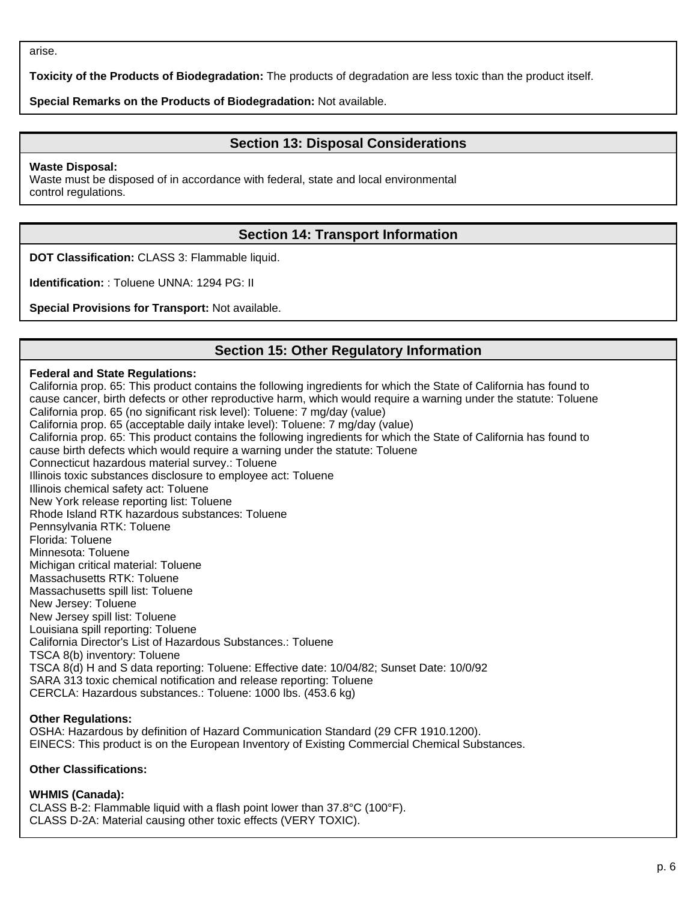arise.

**Toxicity of the Products of Biodegradation:** The products of degradation are less toxic than the product itself.

**Special Remarks on the Products of Biodegradation:** Not available.

## Section 13: Disposal Considerations

**Waste Disposal:**
Waste must be disposed of in accordance with federal, state and local environmental control regulations.

## Section 14: Transport Information

**DOT Classification:** CLASS 3: Flammable liquid.

**Identification:** : Toluene UNNA: 1294 PG: II

**Special Provisions for Transport:** Not available.

## Section 15: Other Regulatory Information

**Federal and State Regulations:**
California prop. 65: This product contains the following ingredients for which the State of California has found to cause cancer, birth defects or other reproductive harm, which would require a warning under the statute: Toluene
California prop. 65 (no significant risk level): Toluene: 7 mg/day (value)
California prop. 65 (acceptable daily intake level): Toluene: 7 mg/day (value)
California prop. 65: This product contains the following ingredients for which the State of California has found to cause birth defects which would require a warning under the statute: Toluene
Connecticut hazardous material survey.: Toluene
Illinois toxic substances disclosure to employee act: Toluene
Illinois chemical safety act: Toluene
New York release reporting list: Toluene
Rhode Island RTK hazardous substances: Toluene
Pennsylvania RTK: Toluene
Florida: Toluene
Minnesota: Toluene
Michigan critical material: Toluene
Massachusetts RTK: Toluene
Massachusetts spill list: Toluene
New Jersey: Toluene
New Jersey spill list: Toluene
Louisiana spill reporting: Toluene
California Director's List of Hazardous Substances.: Toluene
TSCA 8(b) inventory: Toluene
TSCA 8(d) H and S data reporting: Toluene: Effective date: 10/04/82; Sunset Date: 10/0/92
SARA 313 toxic chemical notification and release reporting: Toluene
CERCLA: Hazardous substances.: Toluene: 1000 lbs. (453.6 kg)

**Other Regulations:**
OSHA: Hazardous by definition of Hazard Communication Standard (29 CFR 1910.1200).
EINECS: This product is on the European Inventory of Existing Commercial Chemical Substances.

**Other Classifications:**

**WHMIS (Canada):**
CLASS B-2: Flammable liquid with a flash point lower than 37.8°C (100°F).
CLASS D-2A: Material causing other toxic effects (VERY TOXIC).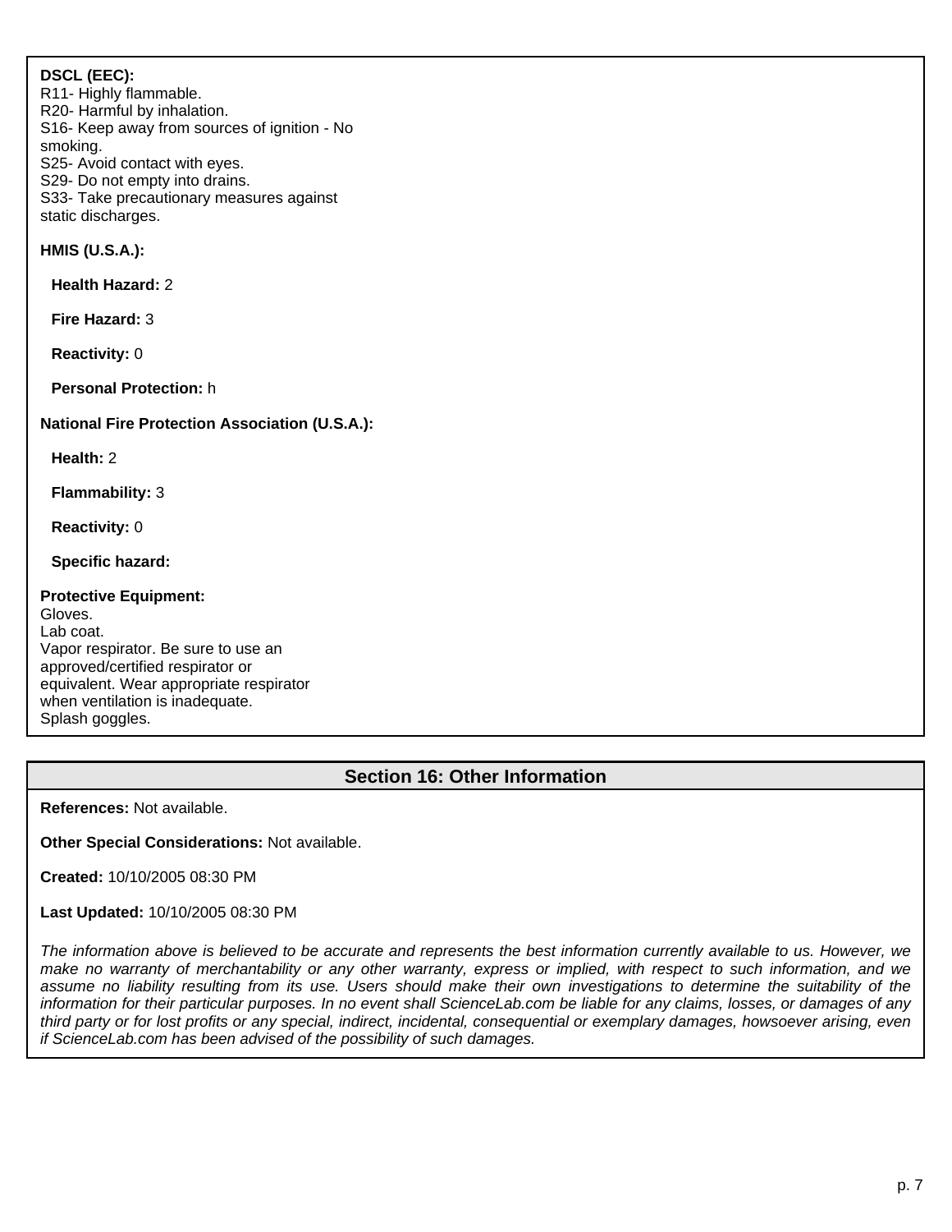**DSCL (EEC):**
R11- Highly flammable.
R20- Harmful by inhalation.
S16- Keep away from sources of ignition - No smoking.
S25- Avoid contact with eyes.
S29- Do not empty into drains.
S33- Take precautionary measures against static discharges.

**HMIS (U.S.A.):**

**Health Hazard:** 2

**Fire Hazard:** 3

**Reactivity:** 0

**Personal Protection:** h

**National Fire Protection Association (U.S.A.):**

**Health:** 2

**Flammability:** 3

**Reactivity:** 0

**Specific hazard:**

**Protective Equipment:**
Gloves.
Lab coat.
Vapor respirator. Be sure to use an approved/certified respirator or equivalent. Wear appropriate respirator when ventilation is inadequate.
Splash goggles.

## Section 16: Other Information

**References:** Not available.

**Other Special Considerations:** Not available.

**Created:** 10/10/2005 08:30 PM

**Last Updated:** 10/10/2005 08:30 PM

*The information above is believed to be accurate and represents the best information currently available to us. However, we make no warranty of merchantability or any other warranty, express or implied, with respect to such information, and we assume no liability resulting from its use. Users should make their own investigations to determine the suitability of the information for their particular purposes. In no event shall ScienceLab.com be liable for any claims, losses, or damages of any third party or for lost profits or any special, indirect, incidental, consequential or exemplary damages, howsoever arising, even if ScienceLab.com has been advised of the possibility of such damages.*